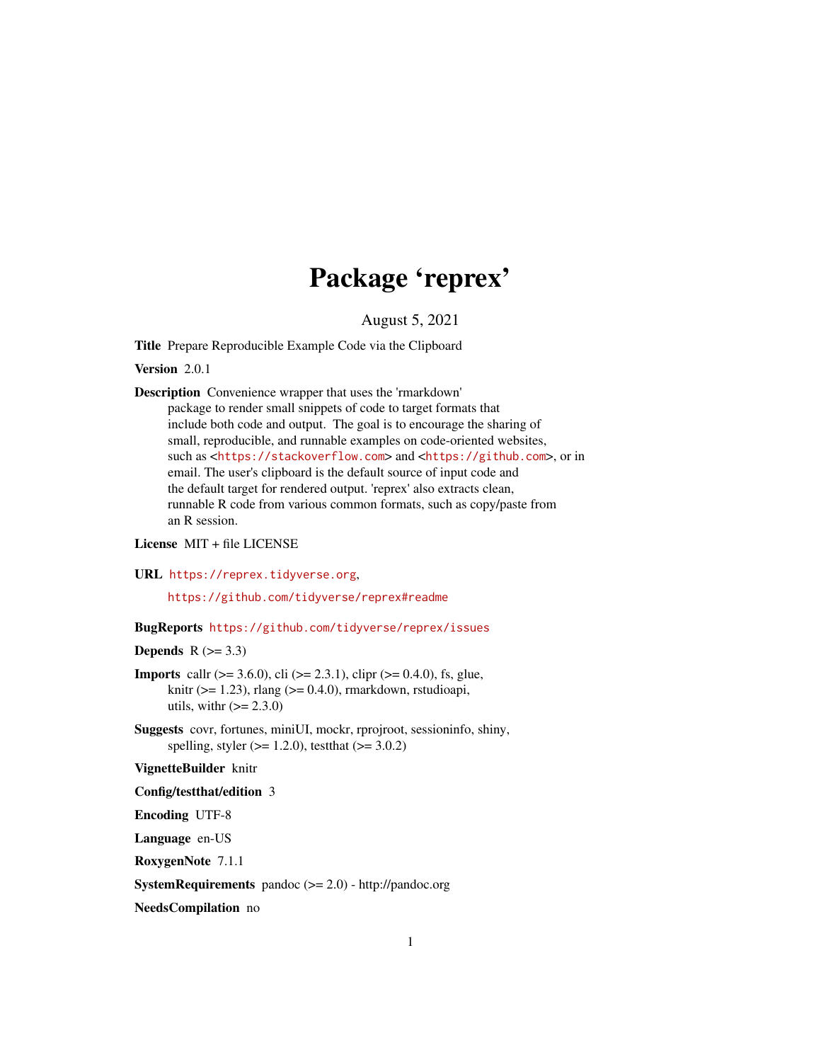# Package 'reprex'

August 5, 2021

**Title** Prepare Reproducible Example Code via the Clipboard

**Version** 2.0.1

**Description** Convenience wrapper that uses the 'rmarkdown' package to render small snippets of code to target formats that include both code and output. The goal is to encourage the sharing of small, reproducible, and runnable examples on code-oriented websites, such as <https://stackoverflow.com> and <https://github.com>, or in email. The user's clipboard is the default source of input code and the default target for rendered output. 'reprex' also extracts clean, runnable R code from various common formats, such as copy/paste from an R session.

**License** MIT + file LICENSE

**URL** https://reprex.tidyverse.org,

https://github.com/tidyverse/reprex#readme

**BugReports** https://github.com/tidyverse/reprex/issues

**Depends** R (>= 3.3)

**Imports** callr (>= 3.6.0), cli (>= 2.3.1), clipr (>= 0.4.0), fs, glue, knitr (>= 1.23), rlang (>= 0.4.0), rmarkdown, rstudioapi, utils, withr (>= 2.3.0)

**Suggests** covr, fortunes, miniUI, mockr, rprojroot, sessioninfo, shiny, spelling, styler (>= 1.2.0), testthat (>= 3.0.2)

**VignetteBuilder** knitr

**Config/testthat/edition** 3

**Encoding** UTF-8

**Language** en-US

**RoxygenNote** 7.1.1

**SystemRequirements** pandoc (>= 2.0) - http://pandoc.org

**NeedsCompilation** no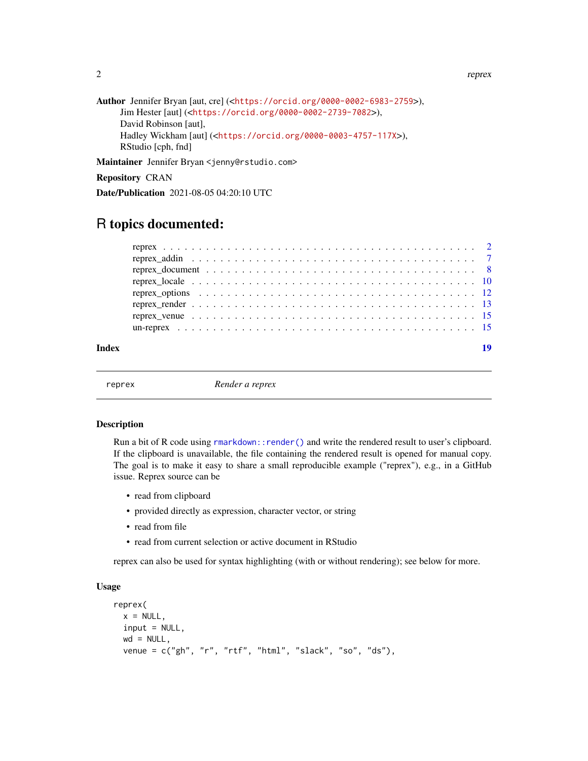**Author** Jennifer Bryan [aut, cre] (<https://orcid.org/0000-0002-6983-2759>),
Jim Hester [aut] (<https://orcid.org/0000-0002-2739-7082>),
David Robinson [aut],
Hadley Wickham [aut] (<https://orcid.org/0000-0003-4757-117X>),
RStudio [cph, fnd]

**Maintainer** Jennifer Bryan <jenny@rstudio.com>

**Repository** CRAN

**Date/Publication** 2021-08-05 04:20:10 UTC

# R topics documented:

- reprex . . . 2
- reprex_addin . . . 7
- reprex_document . . . 8
- reprex_locale . . . 10
- reprex_options . . . 12
- reprex_render . . . 13
- reprex_venue . . . 15
- un-reprex . . . 15

**Index** 19

---

## reprex — *Render a reprex*

---

### Description

Run a bit of R code using `rmarkdown::render()` and write the rendered result to user's clipboard. If the clipboard is unavailable, the file containing the rendered result is opened for manual copy. The goal is to make it easy to share a small reproducible example ("reprex"), e.g., in a GitHub issue. Reprex source can be

- read from clipboard
- provided directly as expression, character vector, or string
- read from file
- read from current selection or active document in RStudio

reprex can also be used for syntax highlighting (with or without rendering); see below for more.

### Usage

```
reprex(
  x = NULL,
  input = NULL,
  wd = NULL,
  venue = c("gh", "r", "rtf", "html", "slack", "so", "ds"),
```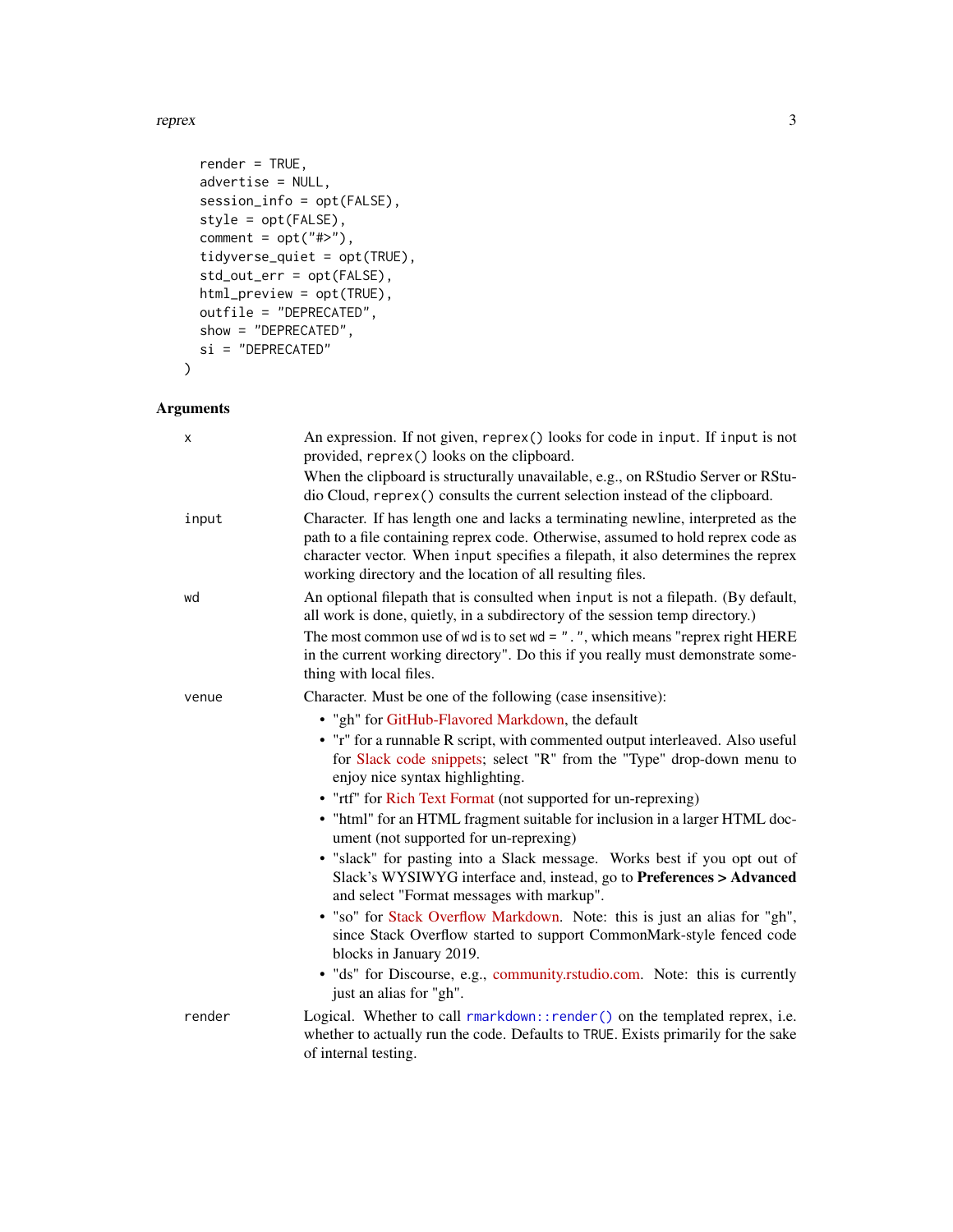```
  render = TRUE,
  advertise = NULL,
  session_info = opt(FALSE),
  style = opt(FALSE),
  comment = opt("#>"),
  tidyverse_quiet = opt(TRUE),
  std_out_err = opt(FALSE),
  html_preview = opt(TRUE),
  outfile = "DEPRECATED",
  show = "DEPRECATED",
  si = "DEPRECATED"
)
```

## Arguments

`x` — An expression. If not given, `reprex()` looks for code in `input`. If `input` is not provided, `reprex()` looks on the clipboard.

When the clipboard is structurally unavailable, e.g., on RStudio Server or RStudio Cloud, `reprex()` consults the current selection instead of the clipboard.

`input` — Character. If has length one and lacks a terminating newline, interpreted as the path to a file containing reprex code. Otherwise, assumed to hold reprex code as character vector. When `input` specifies a filepath, it also determines the reprex working directory and the location of all resulting files.

`wd` — An optional filepath that is consulted when `input` is not a filepath. (By default, all work is done, quietly, in a subdirectory of the session temp directory.)

The most common use of `wd` is to set `wd = "."`, which means "reprex right HERE in the current working directory". Do this if you really must demonstrate something with local files.

`venue` — Character. Must be one of the following (case insensitive):

- "gh" for GitHub-Flavored Markdown, the default
- "r" for a runnable R script, with commented output interleaved. Also useful for Slack code snippets; select "R" from the "Type" drop-down menu to enjoy nice syntax highlighting.
- "rtf" for Rich Text Format (not supported for un-reprexing)
- "html" for an HTML fragment suitable for inclusion in a larger HTML document (not supported for un-reprexing)
- "slack" for pasting into a Slack message. Works best if you opt out of Slack's WYSIWYG interface and, instead, go to **Preferences > Advanced** and select "Format messages with markup".
- "so" for Stack Overflow Markdown. Note: this is just an alias for "gh", since Stack Overflow started to support CommonMark-style fenced code blocks in January 2019.
- "ds" for Discourse, e.g., community.rstudio.com. Note: this is currently just an alias for "gh".

`render` — Logical. Whether to call `rmarkdown::render()` on the templated reprex, i.e. whether to actually run the code. Defaults to `TRUE`. Exists primarily for the sake of internal testing.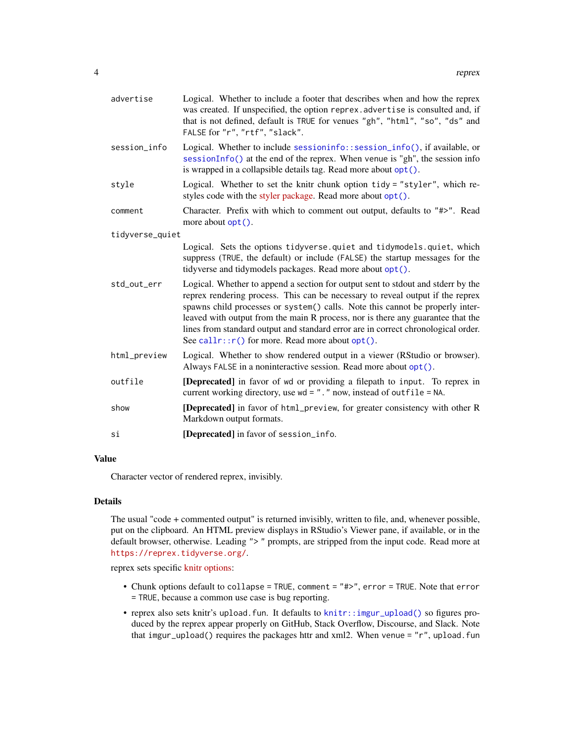| | |
|---|---|
| `advertise` | Logical. Whether to include a footer that describes when and how the reprex was created. If unspecified, the option `reprex.advertise` is consulted and, if that is not defined, default is `TRUE` for venues `"gh"`, `"html"`, `"so"`, `"ds"` and `FALSE` for `"r"`, `"rtf"`, `"slack"`. |
| `session_info` | Logical. Whether to include `sessioninfo::session_info()`, if available, or `sessionInfo()` at the end of the reprex. When venue is "gh", the session info is wrapped in a collapsible details tag. Read more about `opt()`. |
| `style` | Logical. Whether to set the knitr chunk option `tidy = "styler"`, which re-styles code with the styler package. Read more about `opt()`. |
| `comment` | Character. Prefix with which to comment out output, defaults to `"#>"`. Read more about `opt()`. |
| `tidyverse_quiet` | Logical. Sets the options `tidyverse.quiet` and `tidymodels.quiet`, which suppress (`TRUE`, the default) or include (`FALSE`) the startup messages for the tidyverse and tidymodels packages. Read more about `opt()`. |
| `std_out_err` | Logical. Whether to append a section for output sent to stdout and stderr by the reprex rendering process. This can be necessary to reveal output if the reprex spawns child processes or `system()` calls. Note this cannot be properly interleaved with output from the main R process, nor is there any guarantee that the lines from standard output and standard error are in correct chronological order. See `callr::r()` for more. Read more about `opt()`. |
| `html_preview` | Logical. Whether to show rendered output in a viewer (RStudio or browser). Always `FALSE` in a noninteractive session. Read more about `opt()`. |
| `outfile` | **[Deprecated]** in favor of `wd` or providing a filepath to `input`. To reprex in current working directory, use `wd = "."` now, instead of `outfile = NA`. |
| `show` | **[Deprecated]** in favor of `html_preview`, for greater consistency with other R Markdown output formats. |
| `si` | **[Deprecated]** in favor of `session_info`. |

## Value

Character vector of rendered reprex, invisibly.

## Details

The usual "code + commented output" is returned invisibly, written to file, and, whenever possible, put on the clipboard. An HTML preview displays in RStudio's Viewer pane, if available, or in the default browser, otherwise. Leading "> " prompts, are stripped from the input code. Read more at https://reprex.tidyverse.org/.

reprex sets specific knitr options:

- Chunk options default to `collapse = TRUE`, `comment = "#>"`, `error = TRUE`. Note that `error = TRUE`, because a common use case is bug reporting.
- reprex also sets knitr's `upload.fun`. It defaults to `knitr::imgur_upload()` so figures produced by the reprex appear properly on GitHub, Stack Overflow, Discourse, and Slack. Note that `imgur_upload()` requires the packages httr and xml2. When `venue = "r"`, `upload.fun`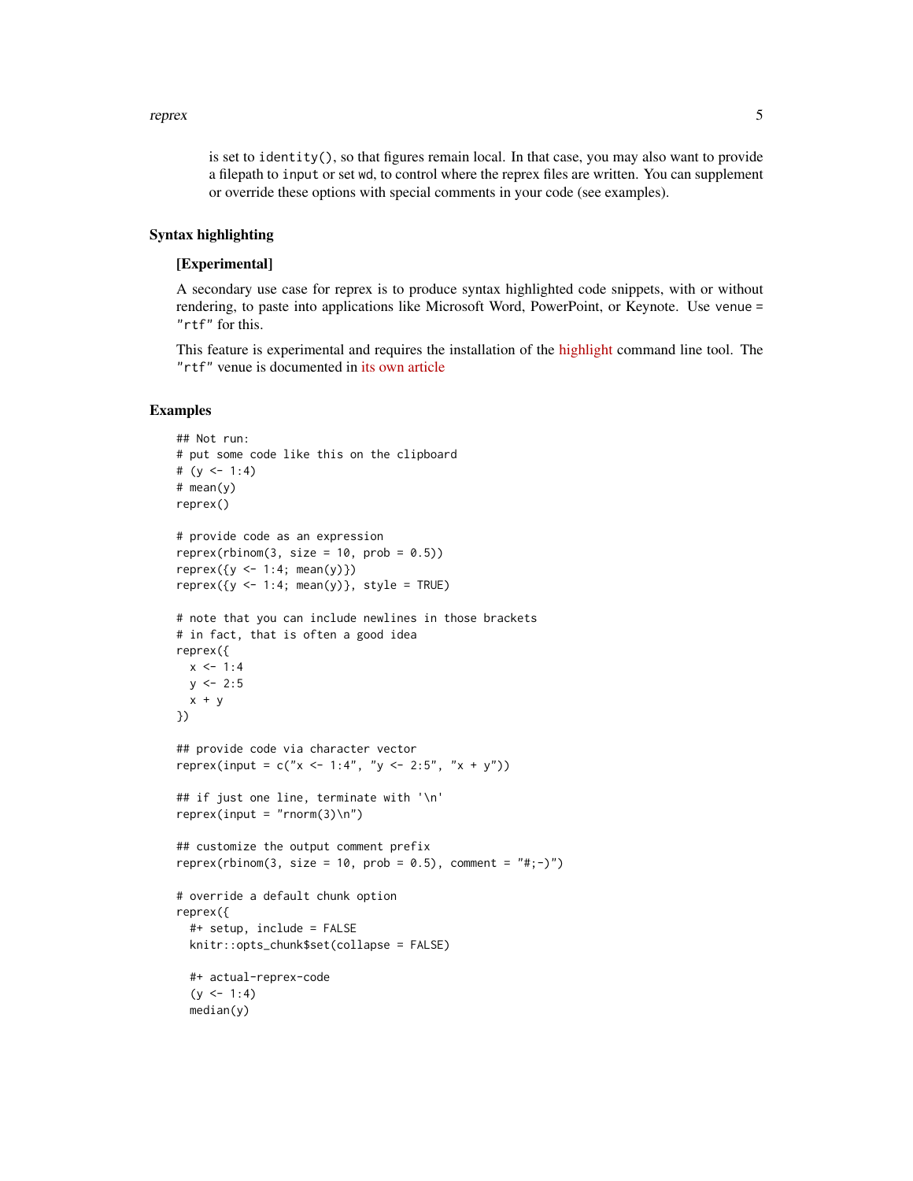is set to `identity()`, so that figures remain local. In that case, you may also want to provide a filepath to `input` or set `wd`, to control where the reprex files are written. You can supplement or override these options with special comments in your code (see examples).

## Syntax highlighting

**[Experimental]**

A secondary use case for reprex is to produce syntax highlighted code snippets, with or without rendering, to paste into applications like Microsoft Word, PowerPoint, or Keynote. Use `venue = "rtf"` for this.

This feature is experimental and requires the installation of the highlight command line tool. The `"rtf"` venue is documented in its own article

## Examples

```
## Not run:
# put some code like this on the clipboard
# (y <- 1:4)
# mean(y)
reprex()

# provide code as an expression
reprex(rbinom(3, size = 10, prob = 0.5))
reprex({y <- 1:4; mean(y)})
reprex({y <- 1:4; mean(y)}, style = TRUE)

# note that you can include newlines in those brackets
# in fact, that is often a good idea
reprex({
  x <- 1:4
  y <- 2:5
  x + y
})

## provide code via character vector
reprex(input = c("x <- 1:4", "y <- 2:5", "x + y"))

## if just one line, terminate with '\n'
reprex(input = "rnorm(3)\n")

## customize the output comment prefix
reprex(rbinom(3, size = 10, prob = 0.5), comment = "#;-)")

# override a default chunk option
reprex({
  #+ setup, include = FALSE
  knitr::opts_chunk$set(collapse = FALSE)

  #+ actual-reprex-code
  (y <- 1:4)
  median(y)
```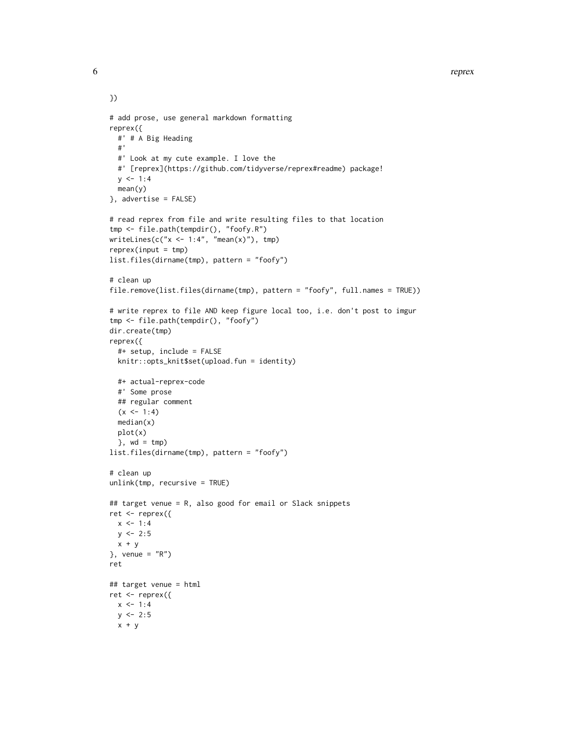```
})

# add prose, use general markdown formatting
reprex({
  #' # A Big Heading
  #'
  #' Look at my cute example. I love the
  #' [reprex](https://github.com/tidyverse/reprex#readme) package!
  y <- 1:4
  mean(y)
}, advertise = FALSE)

# read reprex from file and write resulting files to that location
tmp <- file.path(tempdir(), "foofy.R")
writeLines(c("x <- 1:4", "mean(x)"), tmp)
reprex(input = tmp)
list.files(dirname(tmp), pattern = "foofy")

# clean up
file.remove(list.files(dirname(tmp), pattern = "foofy", full.names = TRUE))

# write reprex to file AND keep figure local too, i.e. don't post to imgur
tmp <- file.path(tempdir(), "foofy")
dir.create(tmp)
reprex({
  #+ setup, include = FALSE
  knitr::opts_knit$set(upload.fun = identity)

  #+ actual-reprex-code
  #' Some prose
  ## regular comment
  (x <- 1:4)
  median(x)
  plot(x)
  }, wd = tmp)
list.files(dirname(tmp), pattern = "foofy")

# clean up
unlink(tmp, recursive = TRUE)

## target venue = R, also good for email or Slack snippets
ret <- reprex({
  x <- 1:4
  y <- 2:5
  x + y
}, venue = "R")
ret

## target venue = html
ret <- reprex({
  x <- 1:4
  y <- 2:5
  x + y
```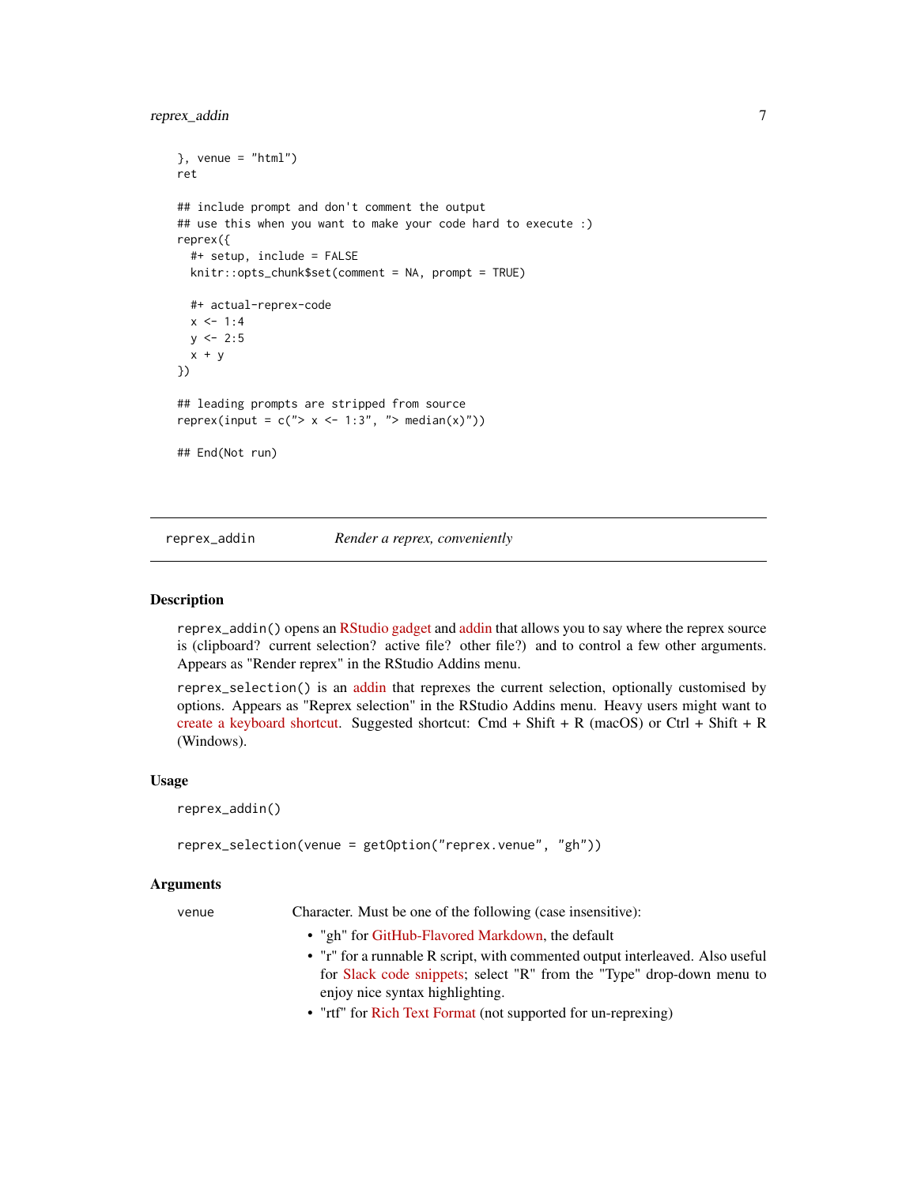```
}, venue = "html")
ret

## include prompt and don't comment the output
## use this when you want to make your code hard to execute :)
reprex({
  #+ setup, include = FALSE
  knitr::opts_chunk$set(comment = NA, prompt = TRUE)

  #+ actual-reprex-code
  x <- 1:4
  y <- 2:5
  x + y
})

## leading prompts are stripped from source
reprex(input = c("> x <- 1:3", "> median(x)"))

## End(Not run)
```

---

## reprex_addin — *Render a reprex, conveniently*

---

### Description

`reprex_addin()` opens an RStudio gadget and addin that allows you to say where the reprex source is (clipboard? current selection? active file? other file?) and to control a few other arguments. Appears as "Render reprex" in the RStudio Addins menu.

`reprex_selection()` is an addin that reprexes the current selection, optionally customised by options. Appears as "Reprex selection" in the RStudio Addins menu. Heavy users might want to create a keyboard shortcut. Suggested shortcut: Cmd + Shift + R (macOS) or Ctrl + Shift + R (Windows).

### Usage

```
reprex_addin()

reprex_selection(venue = getOption("reprex.venue", "gh"))
```

### Arguments

`venue` Character. Must be one of the following (case insensitive):

- "gh" for GitHub-Flavored Markdown, the default
- "r" for a runnable R script, with commented output interleaved. Also useful for Slack code snippets; select "R" from the "Type" drop-down menu to enjoy nice syntax highlighting.
- "rtf" for Rich Text Format (not supported for un-reprexing)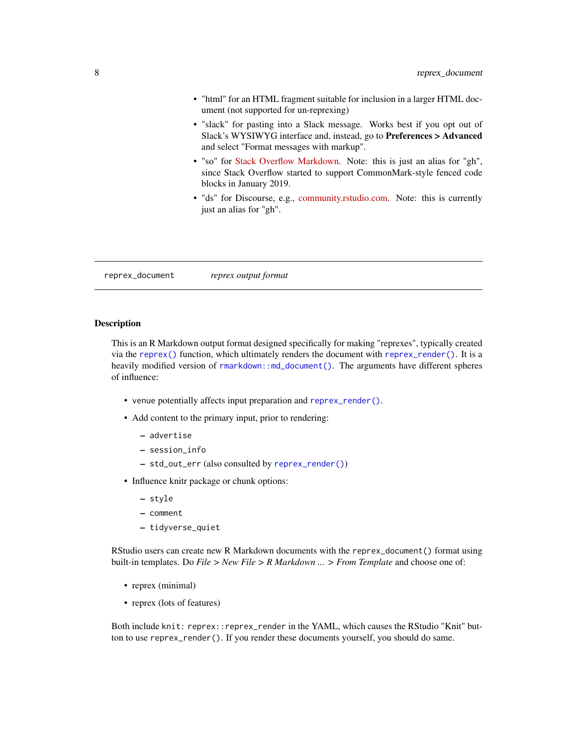- "html" for an HTML fragment suitable for inclusion in a larger HTML document (not supported for un-reprexing)
- "slack" for pasting into a Slack message. Works best if you opt out of Slack's WYSIWYG interface and, instead, go to **Preferences > Advanced** and select "Format messages with markup".
- "so" for Stack Overflow Markdown. Note: this is just an alias for "gh", since Stack Overflow started to support CommonMark-style fenced code blocks in January 2019.
- "ds" for Discourse, e.g., community.rstudio.com. Note: this is currently just an alias for "gh".

---

`reprex_document` *reprex output format*

---

## Description

This is an R Markdown output format designed specifically for making "reprexes", typically created via the `reprex()` function, which ultimately renders the document with `reprex_render()`. It is a heavily modified version of `rmarkdown::md_document()`. The arguments have different spheres of influence:

- `venue` potentially affects input preparation and `reprex_render()`.
- Add content to the primary input, prior to rendering:
  - `advertise`
  - `session_info`
  - `std_out_err` (also consulted by `reprex_render()`)
- Influence knitr package or chunk options:
  - `style`
  - `comment`
  - `tidyverse_quiet`

RStudio users can create new R Markdown documents with the `reprex_document()` format using built-in templates. Do *File > New File > R Markdown ... > From Template* and choose one of:

- reprex (minimal)
- reprex (lots of features)

Both include `knit: reprex::reprex_render` in the YAML, which causes the RStudio "Knit" button to use `reprex_render()`. If you render these documents yourself, you should do same.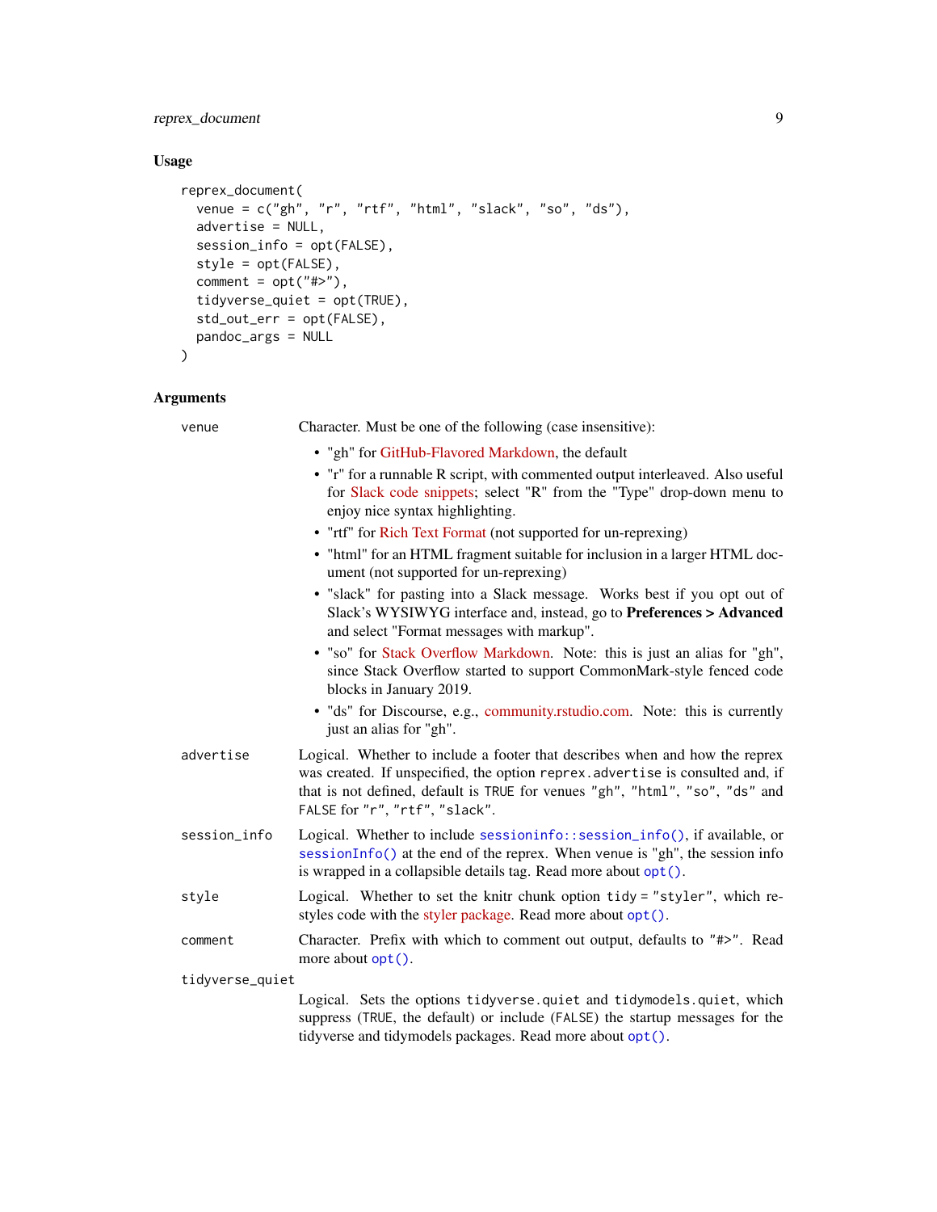### Usage

```
reprex_document(
  venue = c("gh", "r", "rtf", "html", "slack", "so", "ds"),
  advertise = NULL,
  session_info = opt(FALSE),
  style = opt(FALSE),
  comment = opt("#>"),
  tidyverse_quiet = opt(TRUE),
  std_out_err = opt(FALSE),
  pandoc_args = NULL
)
```

### Arguments

`venue` Character. Must be one of the following (case insensitive):

- "gh" for GitHub-Flavored Markdown, the default
- "r" for a runnable R script, with commented output interleaved. Also useful for Slack code snippets; select "R" from the "Type" drop-down menu to enjoy nice syntax highlighting.
- "rtf" for Rich Text Format (not supported for un-reprexing)
- "html" for an HTML fragment suitable for inclusion in a larger HTML document (not supported for un-reprexing)
- "slack" for pasting into a Slack message. Works best if you opt out of Slack's WYSIWYG interface and, instead, go to **Preferences > Advanced** and select "Format messages with markup".
- "so" for Stack Overflow Markdown. Note: this is just an alias for "gh", since Stack Overflow started to support CommonMark-style fenced code blocks in January 2019.
- "ds" for Discourse, e.g., community.rstudio.com. Note: this is currently just an alias for "gh".

`advertise` Logical. Whether to include a footer that describes when and how the reprex was created. If unspecified, the option `reprex.advertise` is consulted and, if that is not defined, default is `TRUE` for venues `"gh"`, `"html"`, `"so"`, `"ds"` and `FALSE` for `"r"`, `"rtf"`, `"slack"`.

`session_info` Logical. Whether to include `sessioninfo::session_info()`, if available, or `sessionInfo()` at the end of the reprex. When venue is "gh", the session info is wrapped in a collapsible details tag. Read more about `opt()`.

`style` Logical. Whether to set the knitr chunk option `tidy = "styler"`, which re-styles code with the styler package. Read more about `opt()`.

`comment` Character. Prefix with which to comment out output, defaults to `"#>"`. Read more about `opt()`.

`tidyverse_quiet` Logical. Sets the options `tidyverse.quiet` and `tidymodels.quiet`, which suppress (`TRUE`, the default) or include (`FALSE`) the startup messages for the tidyverse and tidymodels packages. Read more about `opt()`.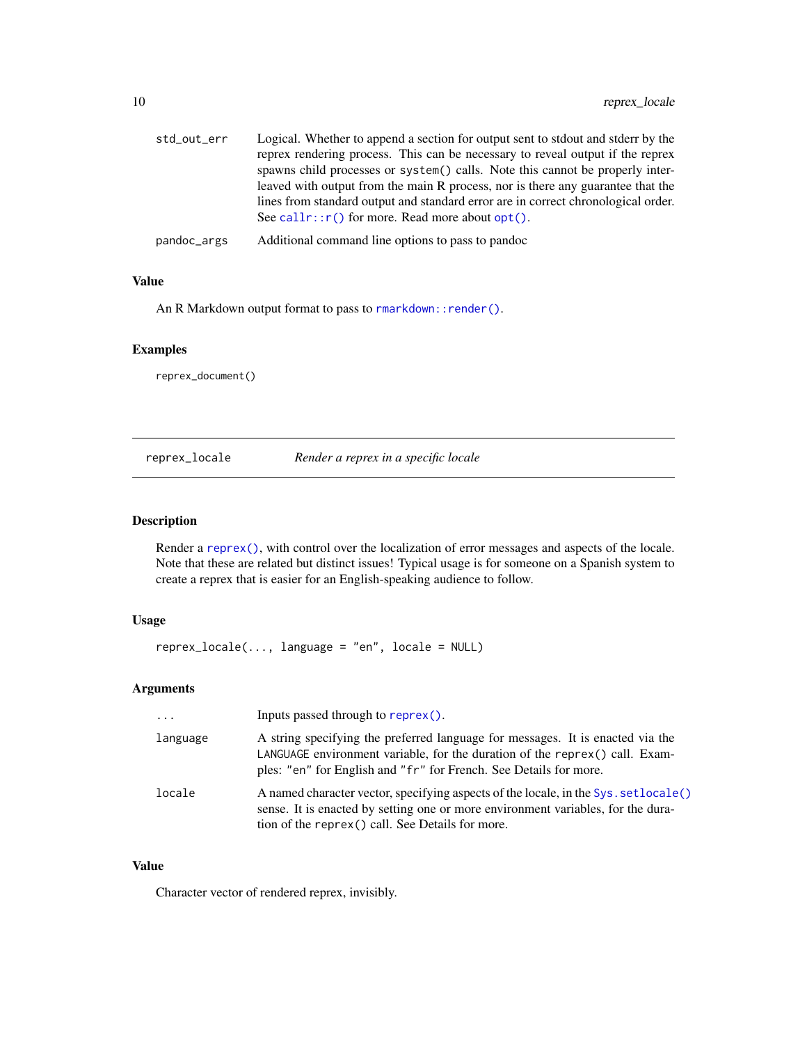| | |
|---|---|
| `std_out_err` | Logical. Whether to append a section for output sent to stdout and stderr by the reprex rendering process. This can be necessary to reveal output if the reprex spawns child processes or `system()` calls. Note this cannot be properly interleaved with output from the main R process, nor is there any guarantee that the lines from standard output and standard error are in correct chronological order. See `callr::r()` for more. Read more about `opt()`. |
| `pandoc_args` | Additional command line options to pass to pandoc |

### Value

An R Markdown output format to pass to `rmarkdown::render()`.

### Examples

```
reprex_document()
```

---

## `reprex_locale` — *Render a reprex in a specific locale*

### Description

Render a `reprex()`, with control over the localization of error messages and aspects of the locale. Note that these are related but distinct issues! Typical usage is for someone on a Spanish system to create a reprex that is easier for an English-speaking audience to follow.

### Usage

```
reprex_locale(..., language = "en", locale = NULL)
```

### Arguments

| | |
|---|---|
| `...` | Inputs passed through to `reprex()`. |
| `language` | A string specifying the preferred language for messages. It is enacted via the `LANGUAGE` environment variable, for the duration of the `reprex()` call. Examples: `"en"` for English and `"fr"` for French. See Details for more. |
| `locale` | A named character vector, specifying aspects of the locale, in the `Sys.setlocale()` sense. It is enacted by setting one or more environment variables, for the duration of the `reprex()` call. See Details for more. |

### Value

Character vector of rendered reprex, invisibly.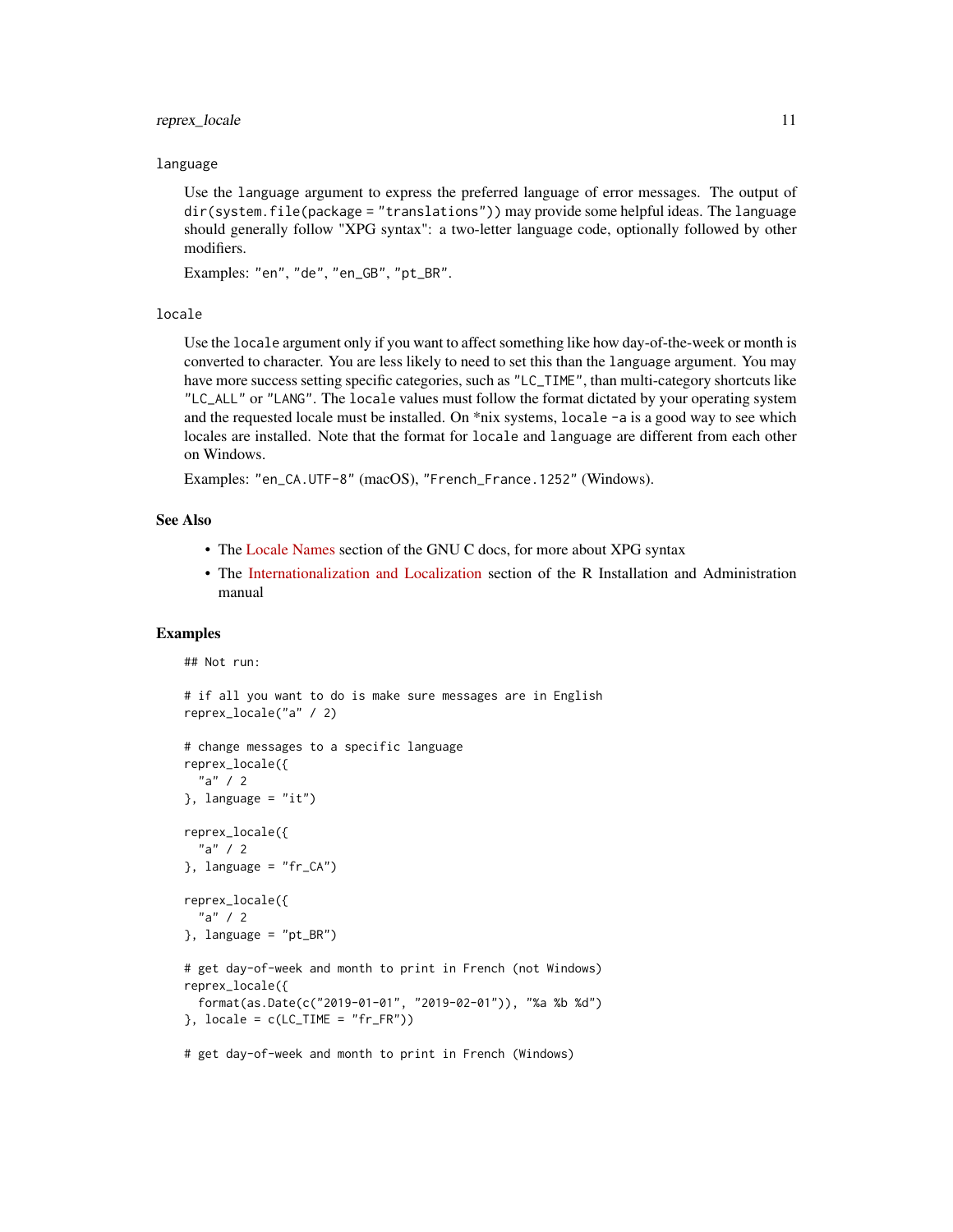language

Use the `language` argument to express the preferred language of error messages. The output of `dir(system.file(package = "translations"))` may provide some helpful ideas. The `language` should generally follow "XPG syntax": a two-letter language code, optionally followed by other modifiers.

Examples: `"en"`, `"de"`, `"en_GB"`, `"pt_BR"`.

locale

Use the `locale` argument only if you want to affect something like how day-of-the-week or month is converted to character. You are less likely to need to set this than the `language` argument. You may have more success setting specific categories, such as `"LC_TIME"`, than multi-category shortcuts like `"LC_ALL"` or `"LANG"`. The `locale` values must follow the format dictated by your operating system and the requested locale must be installed. On *nix systems, `locale -a` is a good way to see which locales are installed. Note that the format for `locale` and `language` are different from each other on Windows.

Examples: `"en_CA.UTF-8"` (macOS), `"French_France.1252"` (Windows).

## See Also

- The Locale Names section of the GNU C docs, for more about XPG syntax
- The Internationalization and Localization section of the R Installation and Administration manual

## Examples

```
## Not run:

# if all you want to do is make sure messages are in English
reprex_locale("a" / 2)

# change messages to a specific language
reprex_locale({
  "a" / 2
}, language = "it")

reprex_locale({
  "a" / 2
}, language = "fr_CA")

reprex_locale({
  "a" / 2
}, language = "pt_BR")

# get day-of-week and month to print in French (not Windows)
reprex_locale({
  format(as.Date(c("2019-01-01", "2019-02-01")), "%a %b %d")
}, locale = c(LC_TIME = "fr_FR"))

# get day-of-week and month to print in French (Windows)
```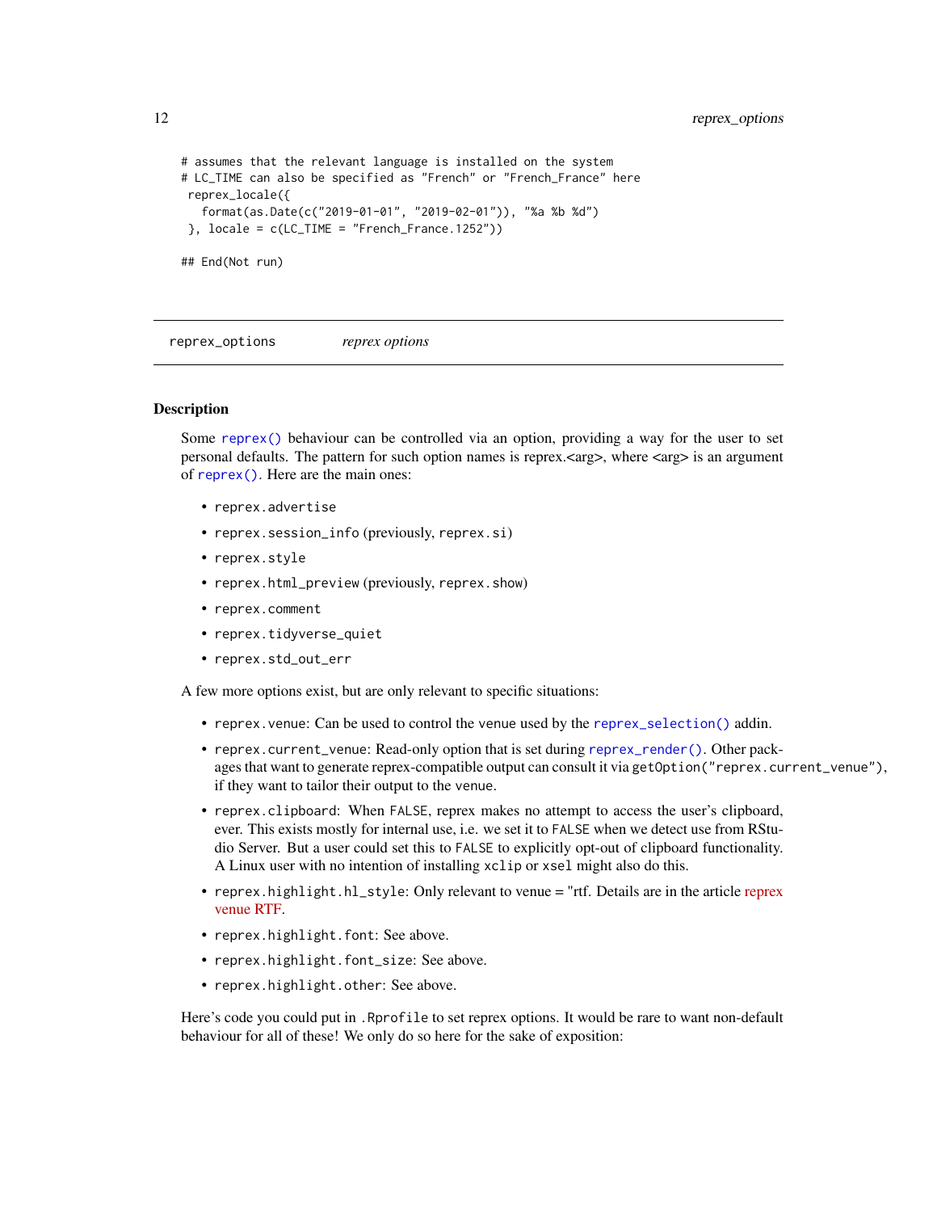```
# assumes that the relevant language is installed on the system
# LC_TIME can also be specified as "French" or "French_France" here
 reprex_locale({
   format(as.Date(c("2019-01-01", "2019-02-01")), "%a %b %d")
 }, locale = c(LC_TIME = "French_France.1252"))

## End(Not run)
```

---

`reprex_options` *reprex options*

---

### Description

Some `reprex()` behaviour can be controlled via an option, providing a way for the user to set personal defaults. The pattern for such option names is reprex.<arg>, where <arg> is an argument of `reprex()`. Here are the main ones:

- `reprex.advertise`
- `reprex.session_info` (previously, `reprex.si`)
- `reprex.style`
- `reprex.html_preview` (previously, `reprex.show`)
- `reprex.comment`
- `reprex.tidyverse_quiet`
- `reprex.std_out_err`

A few more options exist, but are only relevant to specific situations:

- `reprex.venue`: Can be used to control the venue used by the `reprex_selection()` addin.
- `reprex.current_venue`: Read-only option that is set during `reprex_render()`. Other packages that want to generate reprex-compatible output can consult it via `getOption("reprex.current_venue")`, if they want to tailor their output to the venue.
- `reprex.clipboard`: When `FALSE`, reprex makes no attempt to access the user's clipboard, ever. This exists mostly for internal use, i.e. we set it to `FALSE` when we detect use from RStudio Server. But a user could set this to `FALSE` to explicitly opt-out of clipboard functionality. A Linux user with no intention of installing `xclip` or `xsel` might also do this.
- `reprex.highlight.hl_style`: Only relevant to venue = "rtf. Details are in the article reprex venue RTF.
- `reprex.highlight.font`: See above.
- `reprex.highlight.font_size`: See above.
- `reprex.highlight.other`: See above.

Here's code you could put in `.Rprofile` to set reprex options. It would be rare to want non-default behaviour for all of these! We only do so here for the sake of exposition: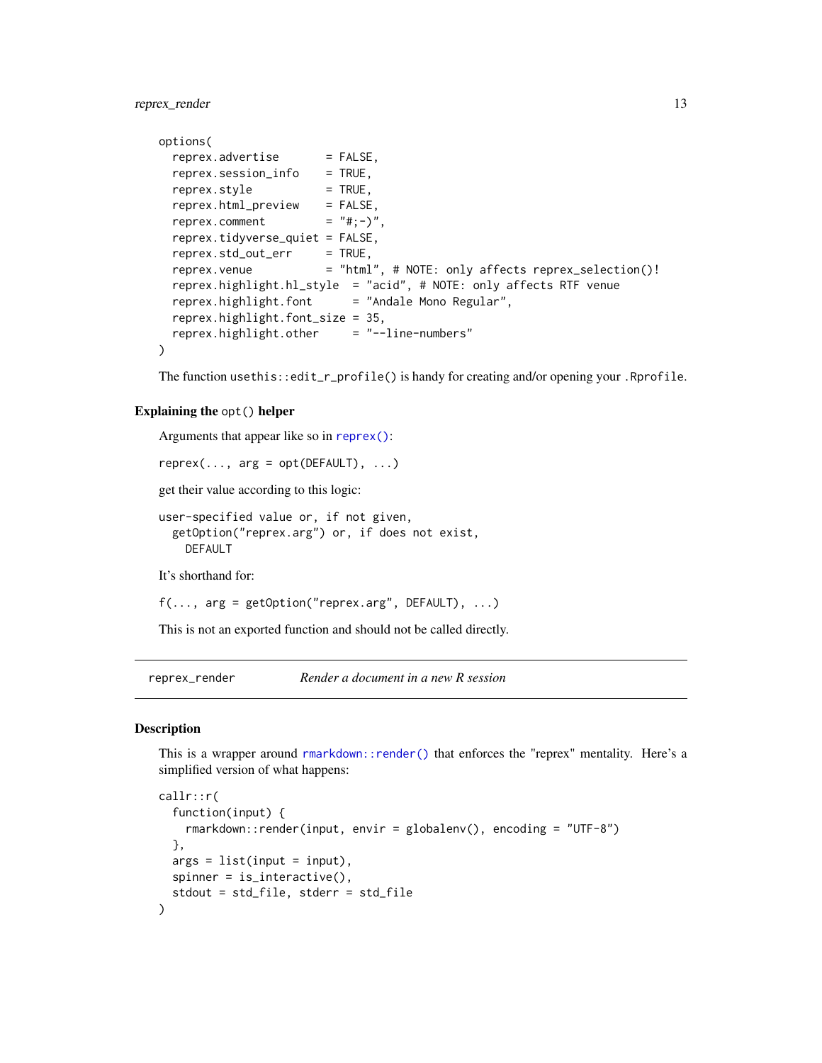```
options(
  reprex.advertise       = FALSE,
  reprex.session_info    = TRUE,
  reprex.style           = TRUE,
  reprex.html_preview    = FALSE,
  reprex.comment         = "#;-)",
  reprex.tidyverse_quiet = FALSE,
  reprex.std_out_err     = TRUE,
  reprex.venue           = "html", # NOTE: only affects reprex_selection()!
  reprex.highlight.hl_style  = "acid", # NOTE: only affects RTF venue
  reprex.highlight.font      = "Andale Mono Regular",
  reprex.highlight.font_size = 35,
  reprex.highlight.other     = "--line-numbers"
)
```

The function `usethis::edit_r_profile()` is handy for creating and/or opening your `.Rprofile`.

### Explaining the `opt()` helper

Arguments that appear like so in `reprex()`:

```
reprex(..., arg = opt(DEFAULT), ...)
```

get their value according to this logic:

```
user-specified value or, if not given,
  getOption("reprex.arg") or, if does not exist,
    DEFAULT
```

It's shorthand for:

```
f(..., arg = getOption("reprex.arg", DEFAULT), ...)
```

This is not an exported function and should not be called directly.

---

## reprex_render — *Render a document in a new R session*

### Description

This is a wrapper around `rmarkdown::render()` that enforces the "reprex" mentality. Here's a simplified version of what happens:

```
callr::r(
  function(input) {
    rmarkdown::render(input, envir = globalenv(), encoding = "UTF-8")
  },
  args = list(input = input),
  spinner = is_interactive(),
  stdout = std_file, stderr = std_file
)
```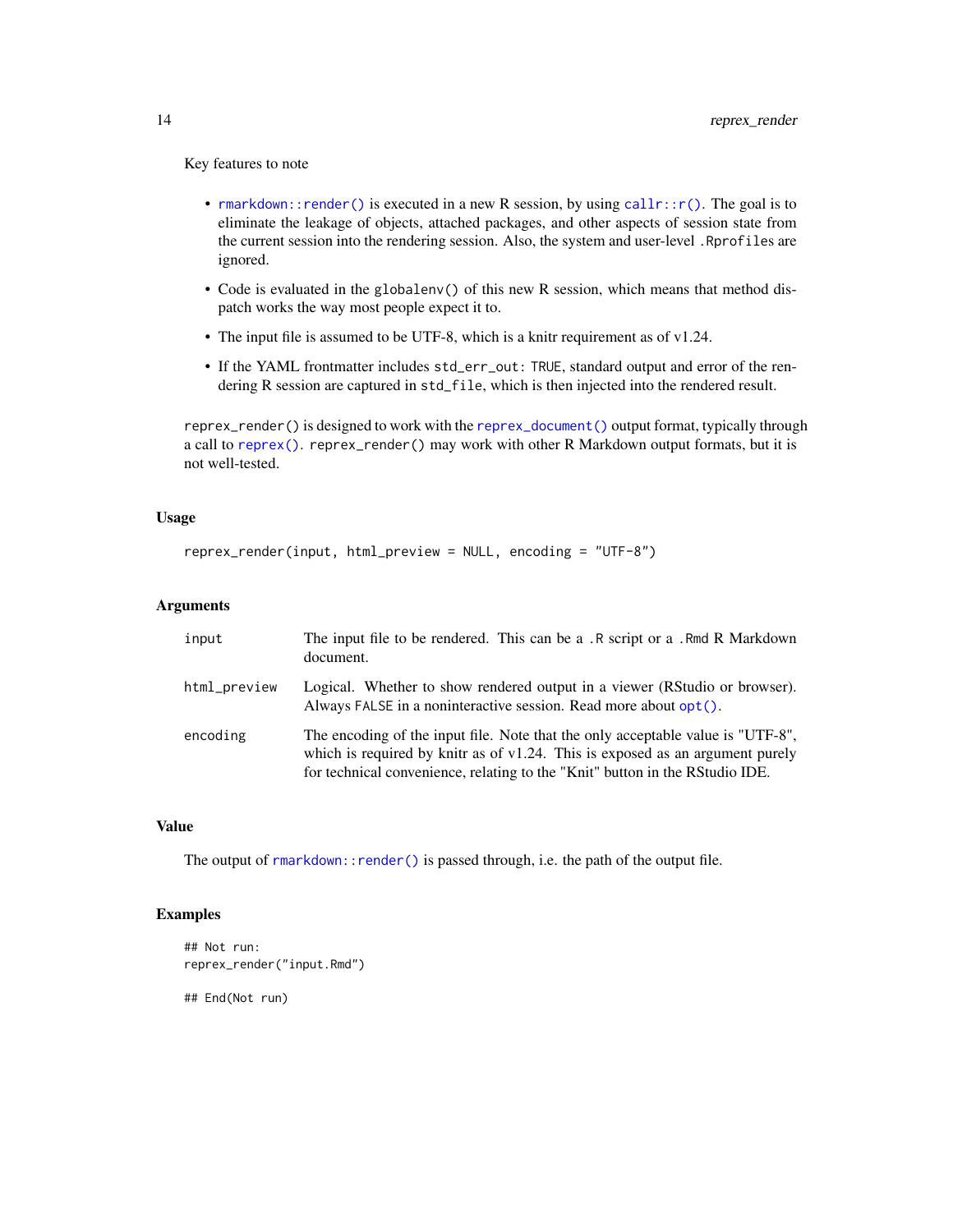Key features to note

- `rmarkdown::render()` is executed in a new R session, by using `callr::r()`. The goal is to eliminate the leakage of objects, attached packages, and other aspects of session state from the current session into the rendering session. Also, the system and user-level `.Rprofiles` are ignored.
- Code is evaluated in the `globalenv()` of this new R session, which means that method dispatch works the way most people expect it to.
- The input file is assumed to be UTF-8, which is a knitr requirement as of v1.24.
- If the YAML frontmatter includes `std_err_out: TRUE`, standard output and error of the rendering R session are captured in `std_file`, which is then injected into the rendered result.

`reprex_render()` is designed to work with the `reprex_document()` output format, typically through a call to `reprex()`. `reprex_render()` may work with other R Markdown output formats, but it is not well-tested.

## Usage

```
reprex_render(input, html_preview = NULL, encoding = "UTF-8")
```

## Arguments

| | |
|---|---|
| `input` | The input file to be rendered. This can be a `.R` script or a `.Rmd` R Markdown document. |
| `html_preview` | Logical. Whether to show rendered output in a viewer (RStudio or browser). Always `FALSE` in a noninteractive session. Read more about `opt()`. |
| `encoding` | The encoding of the input file. Note that the only acceptable value is "UTF-8", which is required by knitr as of v1.24. This is exposed as an argument purely for technical convenience, relating to the "Knit" button in the RStudio IDE. |

## Value

The output of `rmarkdown::render()` is passed through, i.e. the path of the output file.

## Examples

```
## Not run:
reprex_render("input.Rmd")

## End(Not run)
```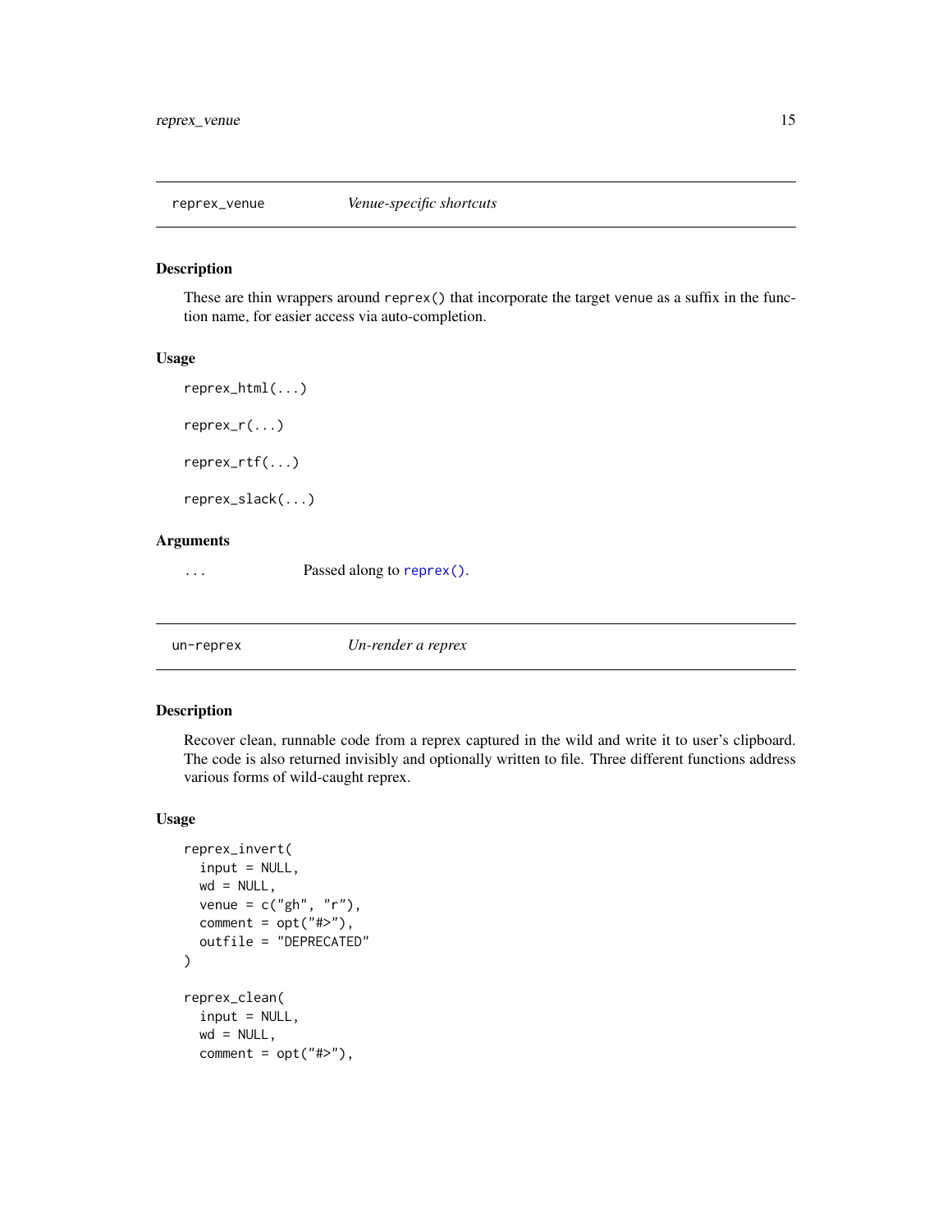## reprex_venue — *Venue-specific shortcuts*

### Description

These are thin wrappers around `reprex()` that incorporate the target `venue` as a suffix in the function name, for easier access via auto-completion.

### Usage

```
reprex_html(...)

reprex_r(...)

reprex_rtf(...)

reprex_slack(...)
```

### Arguments

| | |
|---|---|
| ... | Passed along to `reprex()`. |

## un-reprex — *Un-render a reprex*

### Description

Recover clean, runnable code from a reprex captured in the wild and write it to user's clipboard. The code is also returned invisibly and optionally written to file. Three different functions address various forms of wild-caught reprex.

### Usage

```
reprex_invert(
  input = NULL,
  wd = NULL,
  venue = c("gh", "r"),
  comment = opt("#>"),
  outfile = "DEPRECATED"
)

reprex_clean(
  input = NULL,
  wd = NULL,
  comment = opt("#>"),
```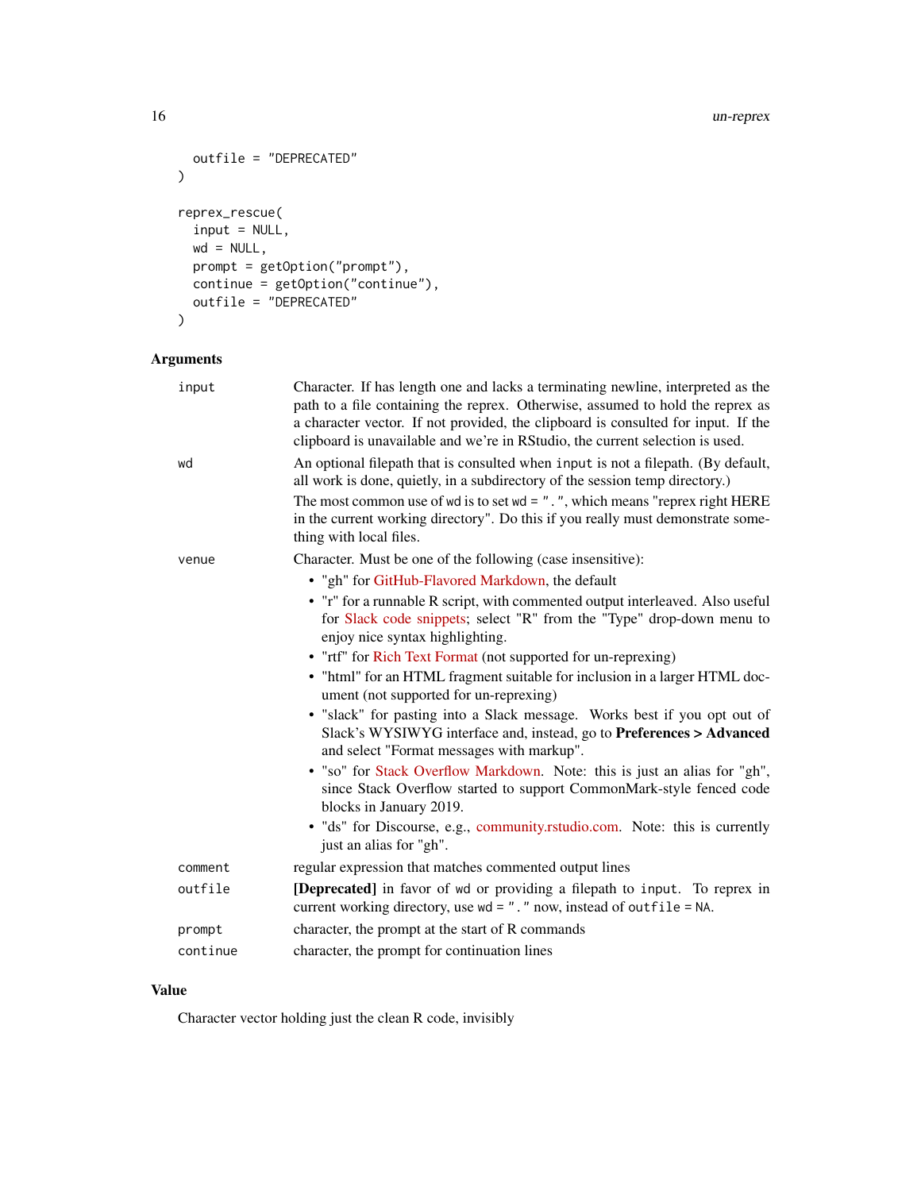```
  outfile = "DEPRECATED"
)

reprex_rescue(
  input = NULL,
  wd = NULL,
  prompt = getOption("prompt"),
  continue = getOption("continue"),
  outfile = "DEPRECATED"
)
```

## Arguments

| | |
|---|---|
| `input` | Character. If has length one and lacks a terminating newline, interpreted as the path to a file containing the reprex. Otherwise, assumed to hold the reprex as a character vector. If not provided, the clipboard is consulted for input. If the clipboard is unavailable and we're in RStudio, the current selection is used. |
| `wd` | An optional filepath that is consulted when `input` is not a filepath. (By default, all work is done, quietly, in a subdirectory of the session temp directory.) The most common use of `wd` is to set `wd = "."`, which means "reprex right HERE in the current working directory". Do this if you really must demonstrate something with local files. |
| `venue` | Character. Must be one of the following (case insensitive): • "gh" for GitHub-Flavored Markdown, the default • "r" for a runnable R script, with commented output interleaved. Also useful for Slack code snippets; select "R" from the "Type" drop-down menu to enjoy nice syntax highlighting. • "rtf" for Rich Text Format (not supported for un-reprexing) • "html" for an HTML fragment suitable for inclusion in a larger HTML document (not supported for un-reprexing) • "slack" for pasting into a Slack message. Works best if you opt out of Slack's WYSIWYG interface and, instead, go to **Preferences > Advanced** and select "Format messages with markup". • "so" for Stack Overflow Markdown. Note: this is just an alias for "gh", since Stack Overflow started to support CommonMark-style fenced code blocks in January 2019. • "ds" for Discourse, e.g., community.rstudio.com. Note: this is currently just an alias for "gh". |
| `comment` | regular expression that matches commented output lines |
| `outfile` | **[Deprecated]** in favor of `wd` or providing a filepath to `input`. To reprex in current working directory, use `wd = "."` now, instead of `outfile = NA`. |
| `prompt` | character, the prompt at the start of R commands |
| `continue` | character, the prompt for continuation lines |

## Value

Character vector holding just the clean R code, invisibly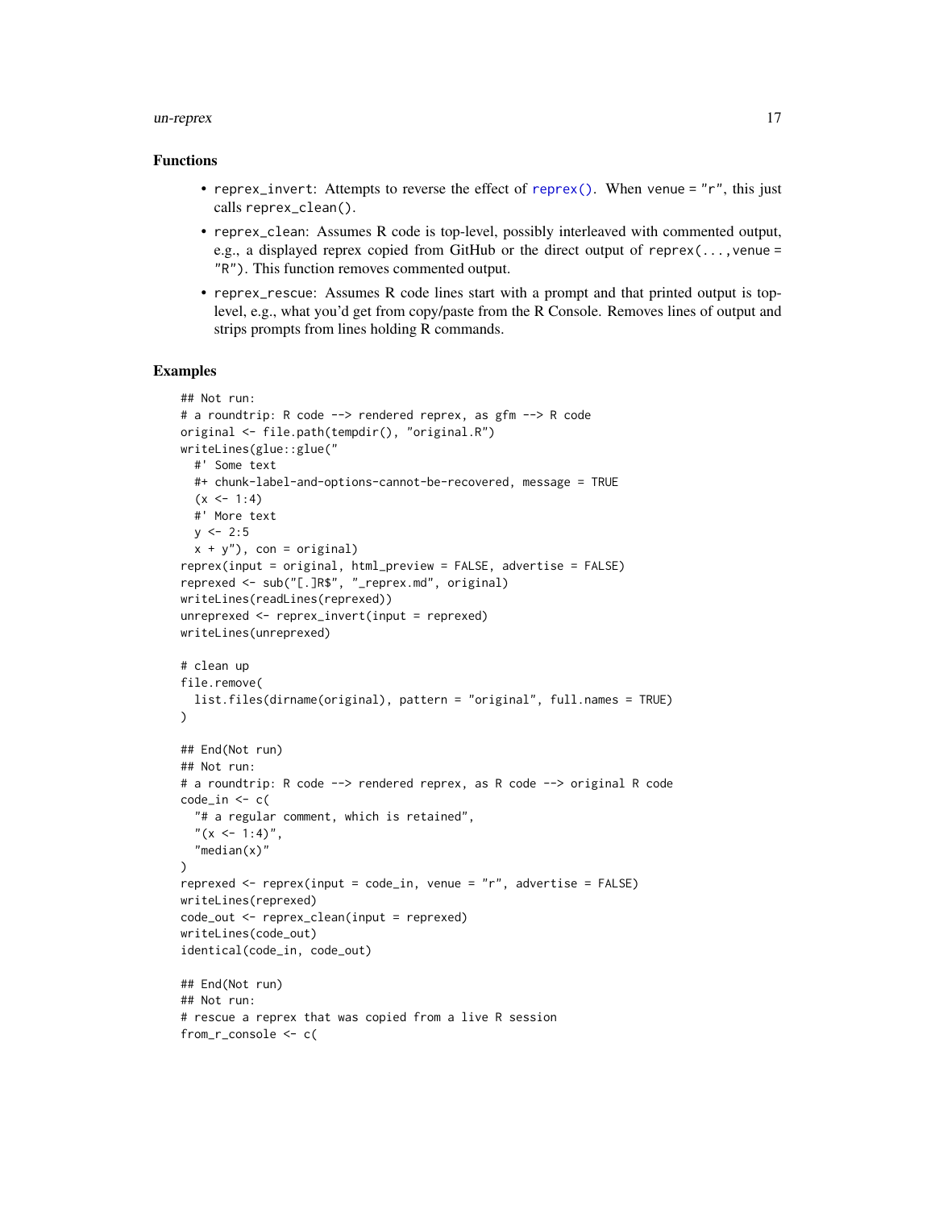### Functions

- `reprex_invert`: Attempts to reverse the effect of `reprex()`. When venue = "r", this just calls `reprex_clean()`.
- `reprex_clean`: Assumes R code is top-level, possibly interleaved with commented output, e.g., a displayed reprex copied from GitHub or the direct output of `reprex(..., venue = "R")`. This function removes commented output.
- `reprex_rescue`: Assumes R code lines start with a prompt and that printed output is top-level, e.g., what you'd get from copy/paste from the R Console. Removes lines of output and strips prompts from lines holding R commands.

### Examples

```
## Not run:
# a roundtrip: R code --> rendered reprex, as gfm --> R code
original <- file.path(tempdir(), "original.R")
writeLines(glue::glue("
  #' Some text
  #+ chunk-label-and-options-cannot-be-recovered, message = TRUE
  (x <- 1:4)
  #' More text
  y <- 2:5
  x + y"), con = original)
reprex(input = original, html_preview = FALSE, advertise = FALSE)
reprexed <- sub("[.]R$", "_reprex.md", original)
writeLines(readLines(reprexed))
unreprexed <- reprex_invert(input = reprexed)
writeLines(unreprexed)

# clean up
file.remove(
  list.files(dirname(original), pattern = "original", full.names = TRUE)
)

## End(Not run)
## Not run:
# a roundtrip: R code --> rendered reprex, as R code --> original R code
code_in <- c(
  "# a regular comment, which is retained",
  "(x <- 1:4)",
  "median(x)"
)
reprexed <- reprex(input = code_in, venue = "r", advertise = FALSE)
writeLines(reprexed)
code_out <- reprex_clean(input = reprexed)
writeLines(code_out)
identical(code_in, code_out)

## End(Not run)
## Not run:
# rescue a reprex that was copied from a live R session
from_r_console <- c(
```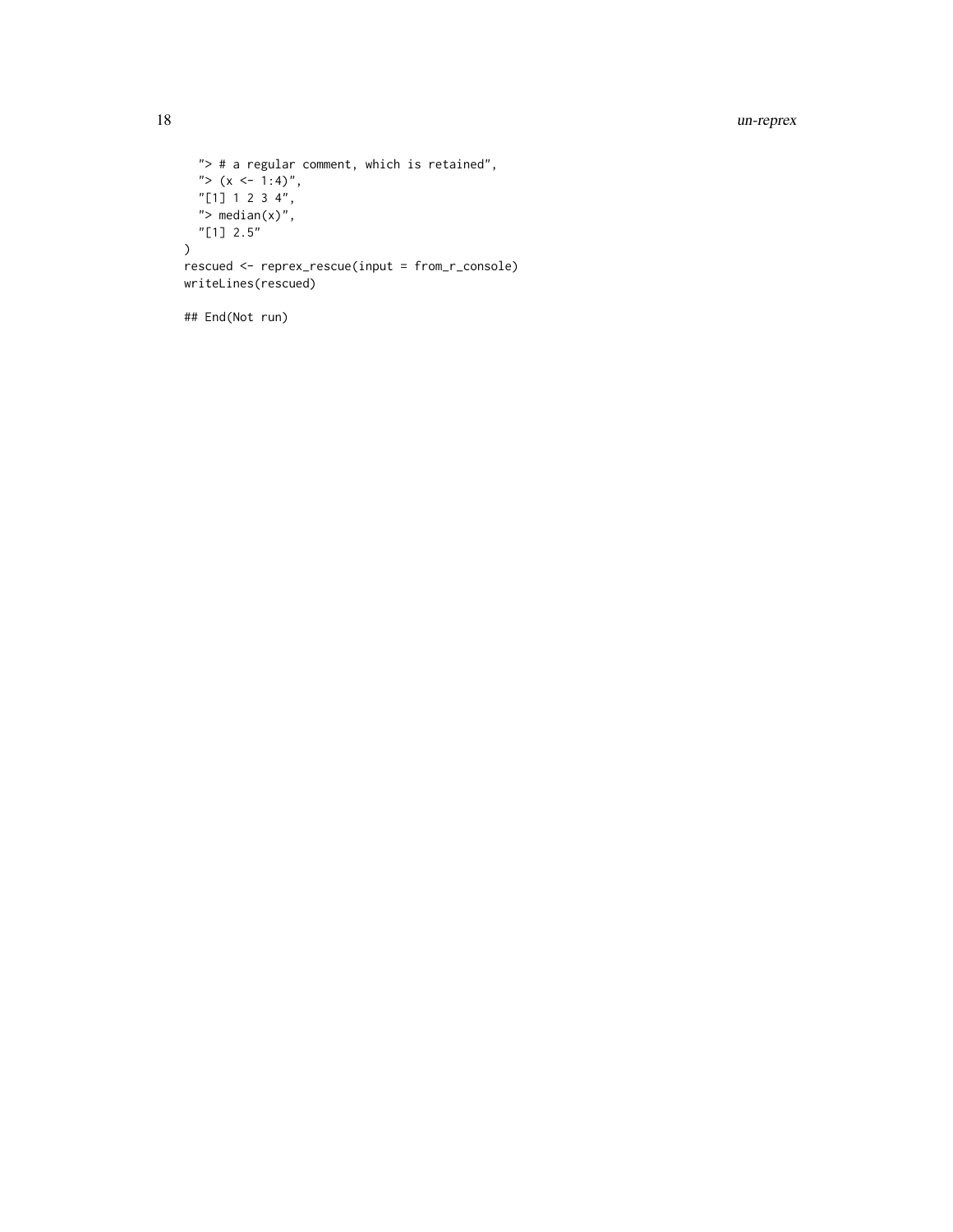```
  "> # a regular comment, which is retained",
  "> (x <- 1:4)",
  "[1] 1 2 3 4",
  "> median(x)",
  "[1] 2.5"
)
rescued <- reprex_rescue(input = from_r_console)
writeLines(rescued)

## End(Not run)
```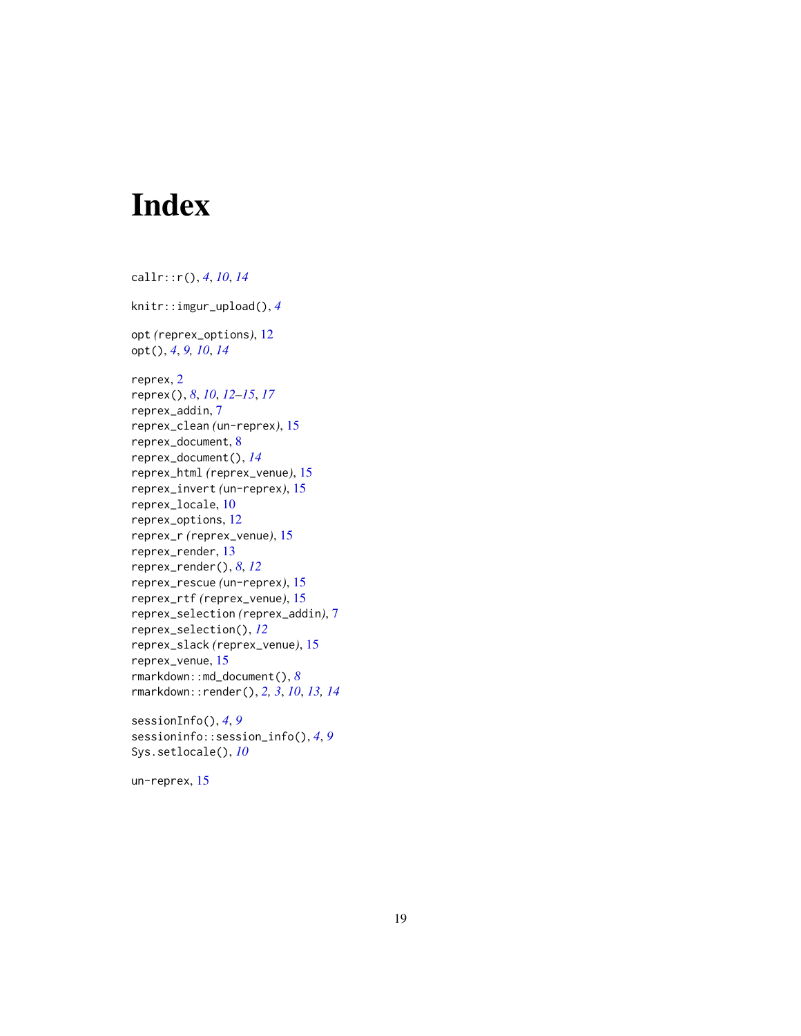# Index

callr::r(), *4*, *10*, *14*

knitr::imgur_upload(), *4*

opt *(*reprex_options*)*, 12
opt(), *4*, *9, 10*, *14*

reprex, 2
reprex(), *8*, *10*, *12–15*, *17*
reprex_addin, 7
reprex_clean *(*un-reprex*)*, 15
reprex_document, 8
reprex_document(), *14*
reprex_html *(*reprex_venue*)*, 15
reprex_invert *(*un-reprex*)*, 15
reprex_locale, 10
reprex_options, 12
reprex_r *(*reprex_venue*)*, 15
reprex_render, 13
reprex_render(), *8*, *12*
reprex_rescue *(*un-reprex*)*, 15
reprex_rtf *(*reprex_venue*)*, 15
reprex_selection *(*reprex_addin*)*, 7
reprex_selection(), *12*
reprex_slack *(*reprex_venue*)*, 15
reprex_venue, 15
rmarkdown::md_document(), *8*
rmarkdown::render(), *2, 3*, *10*, *13, 14*

sessionInfo(), *4*, *9*
sessioninfo::session_info(), *4*, *9*
Sys.setlocale(), *10*

un-reprex, 15